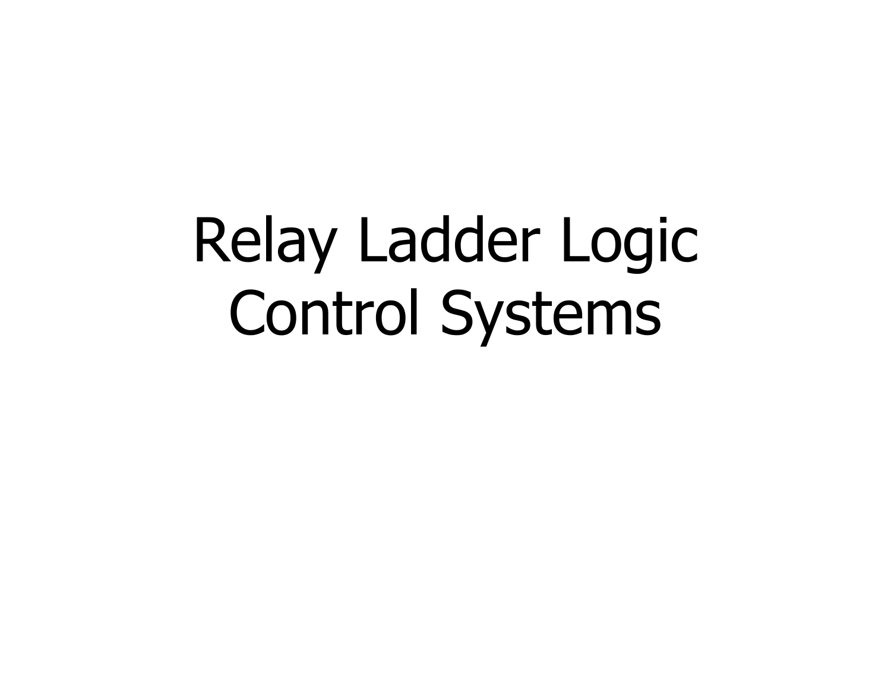# Relay Ladder Logic Control Systems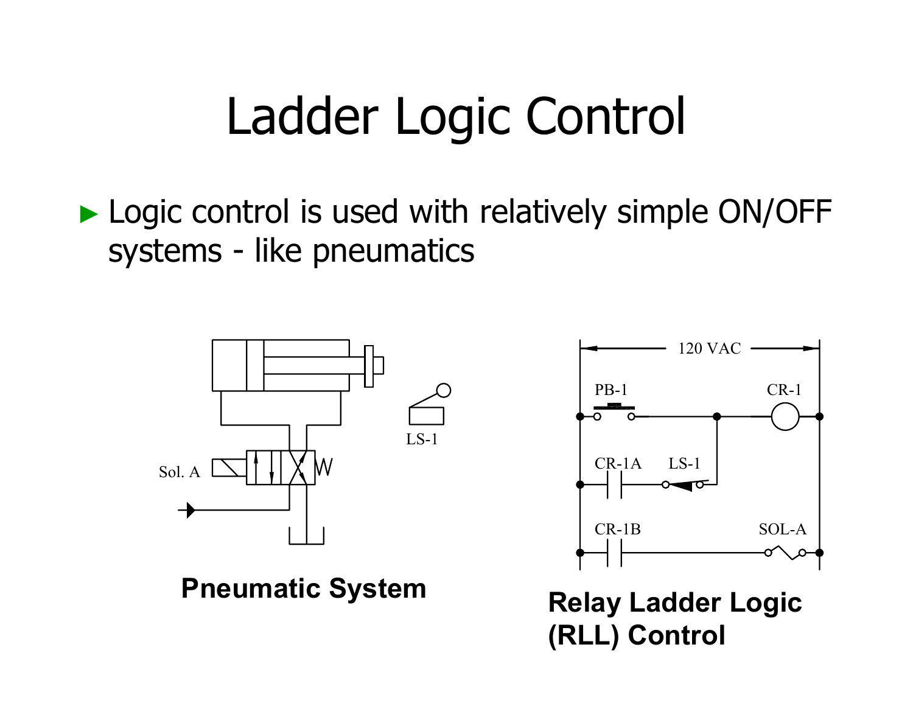# Ladder Logic Control

- Logic control is used with relatively simple ON/OFF systems - like pneumatics

**Pneumatic System**

**Relay Ladder Logic (RLL) Control**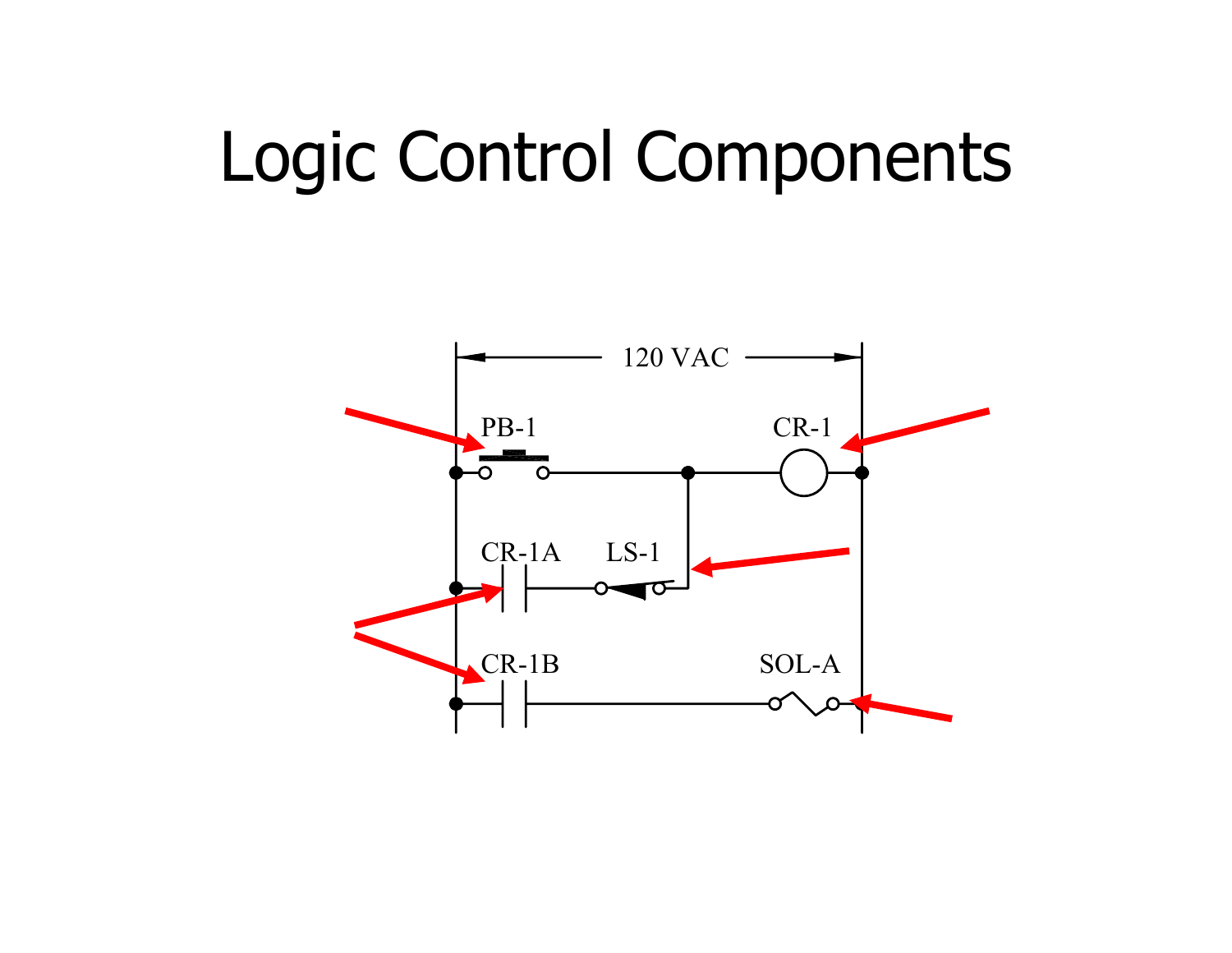# Logic Control Components

120 VAC

PB-1

CR-1

CR-1A

LS-1

CR-1B

SOL-A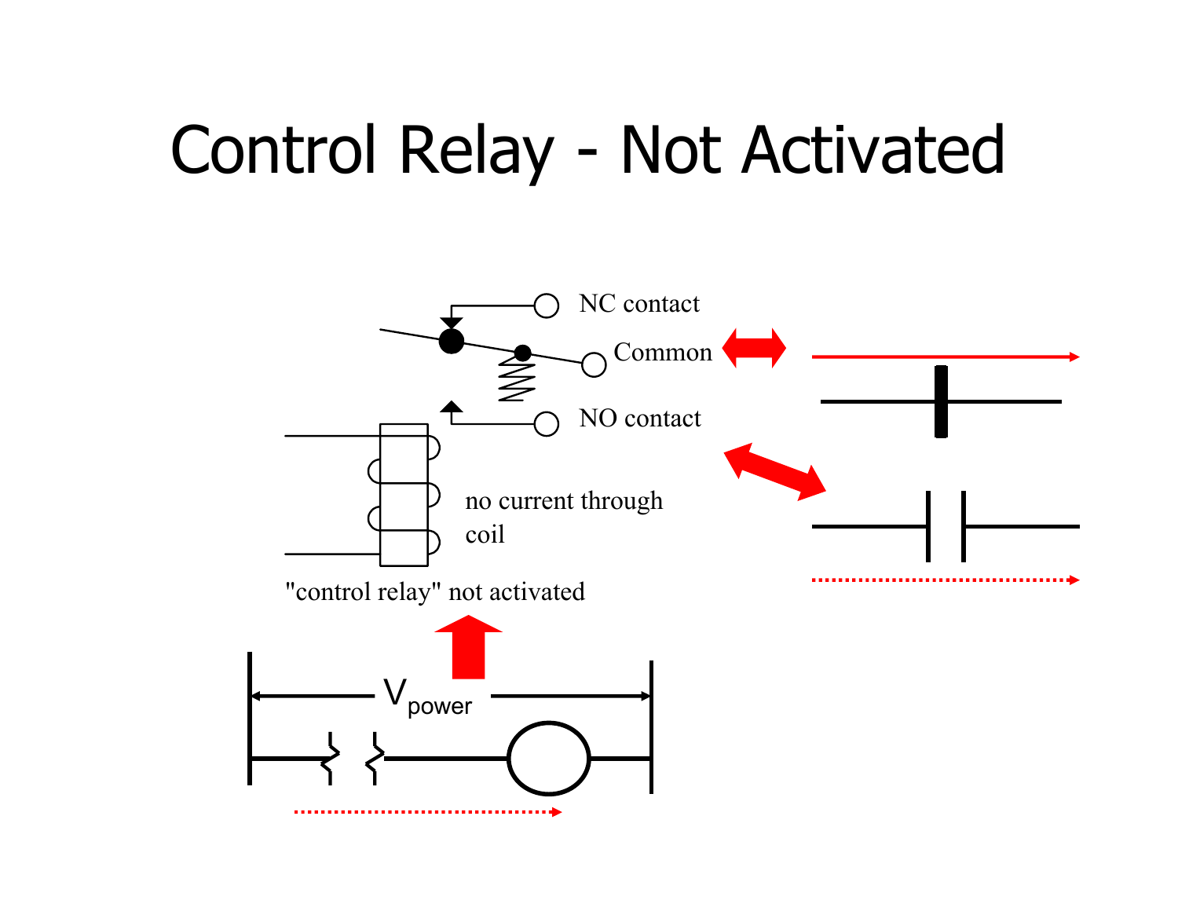# Control Relay - Not Activated

NC contact

Common

NO contact

no current through coil

"control relay" not activated

$V_{power}$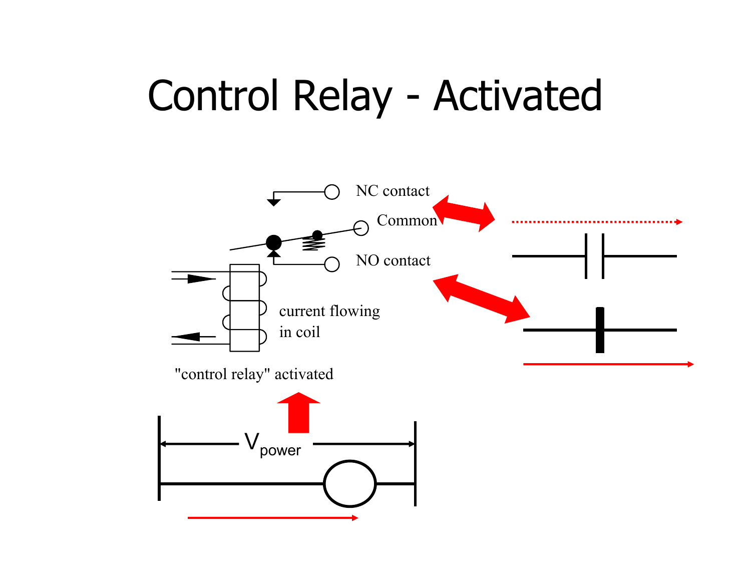# Control Relay - Activated

NC contact

Common

NO contact

current flowing in coil

"control relay" activated

$V_{power}$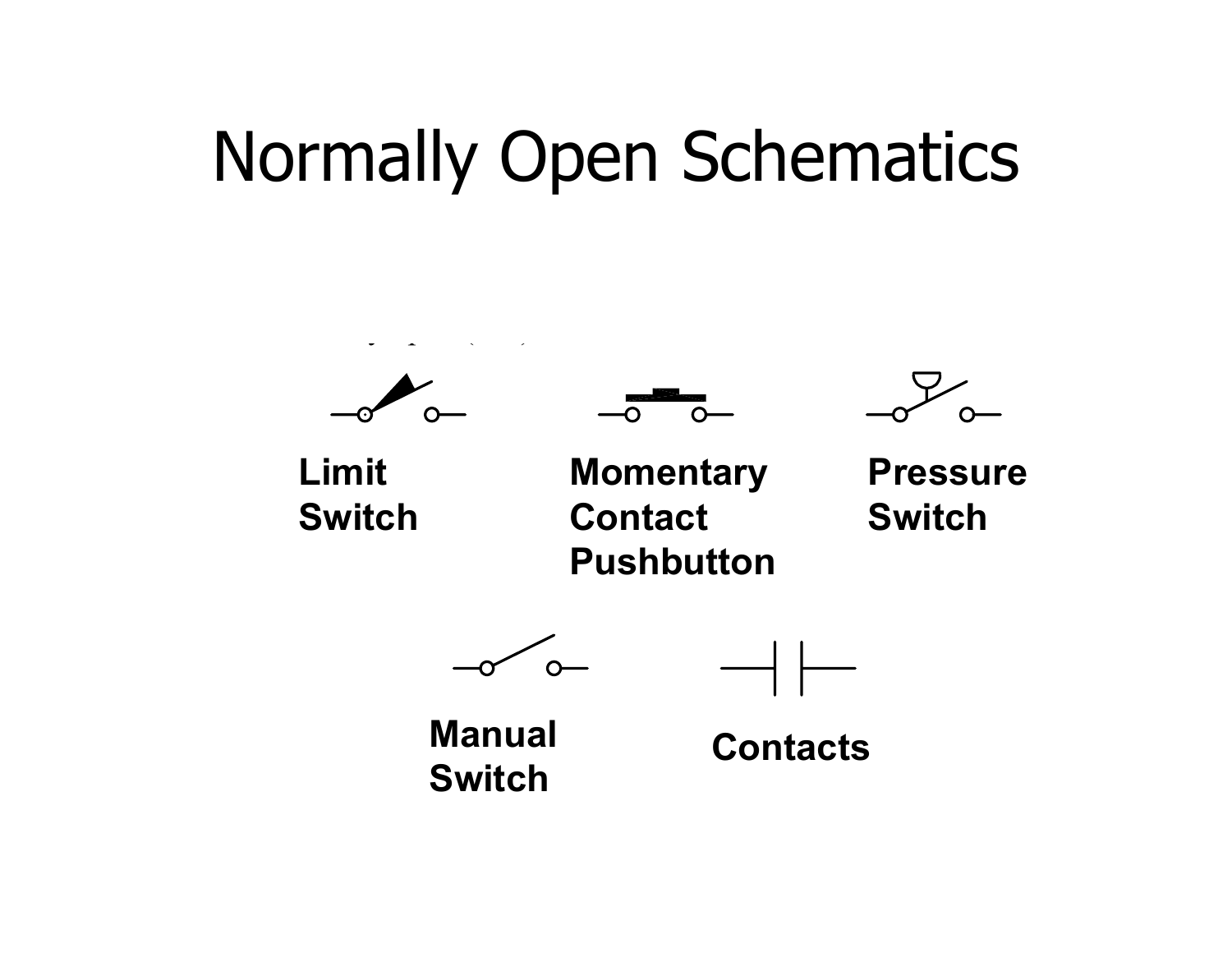# Normally Open Schematics

**Limit Switch**

**Momentary Contact Pushbutton**

**Pressure Switch**

**Manual Switch**

**Contacts**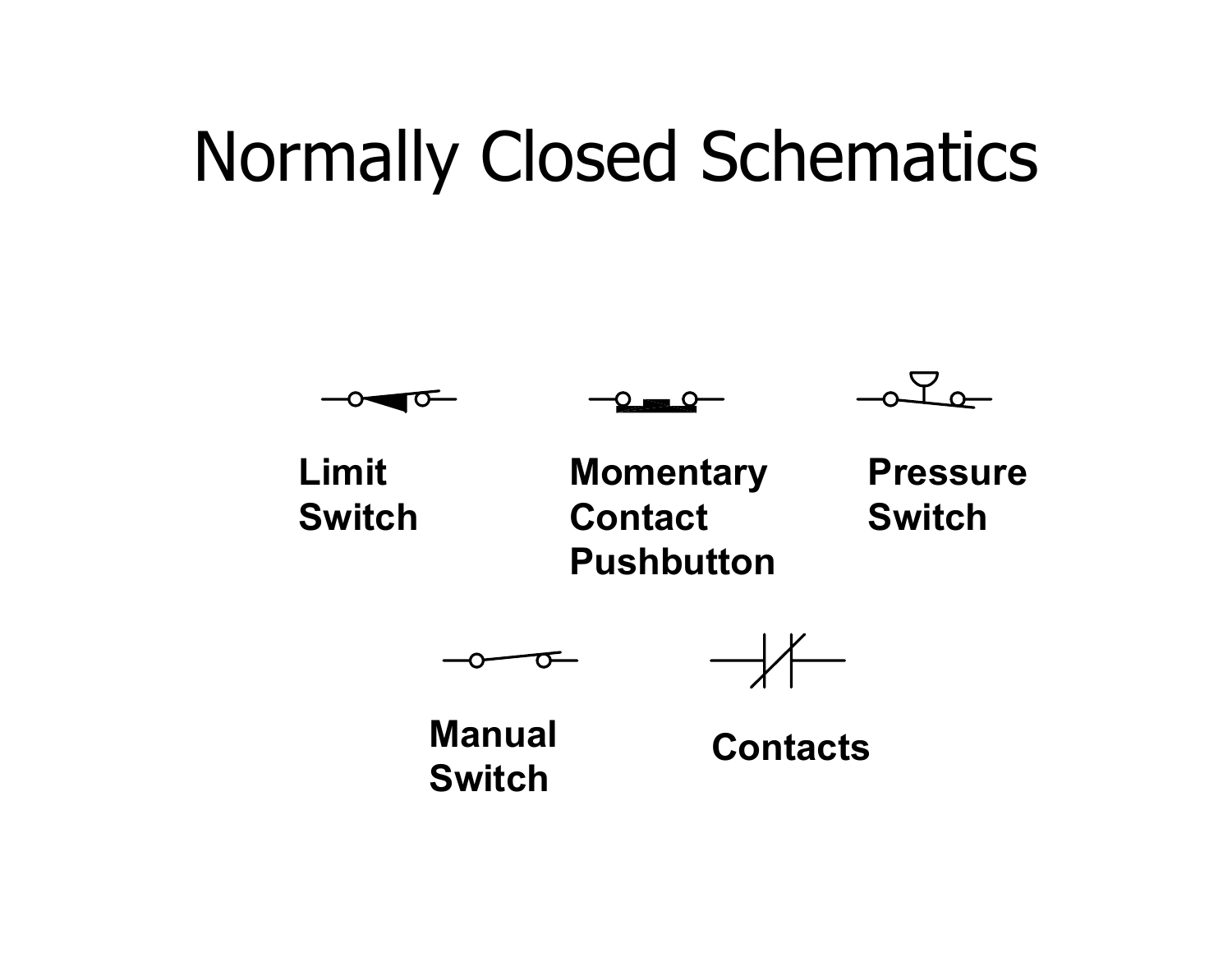# Normally Closed Schematics

**Limit Switch**

**Momentary Contact Pushbutton**

**Pressure Switch**

**Manual Switch**

**Contacts**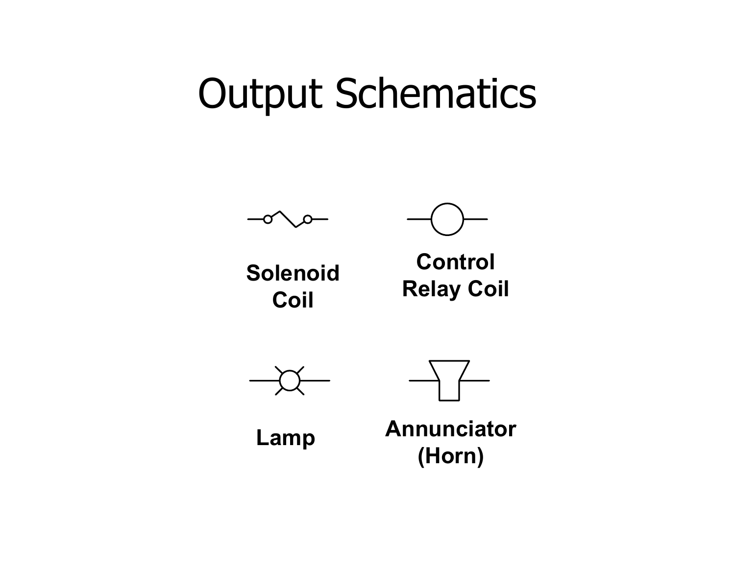# Output Schematics

**Solenoid Coil**

**Control Relay Coil**

**Lamp**

**Annunciator (Horn)**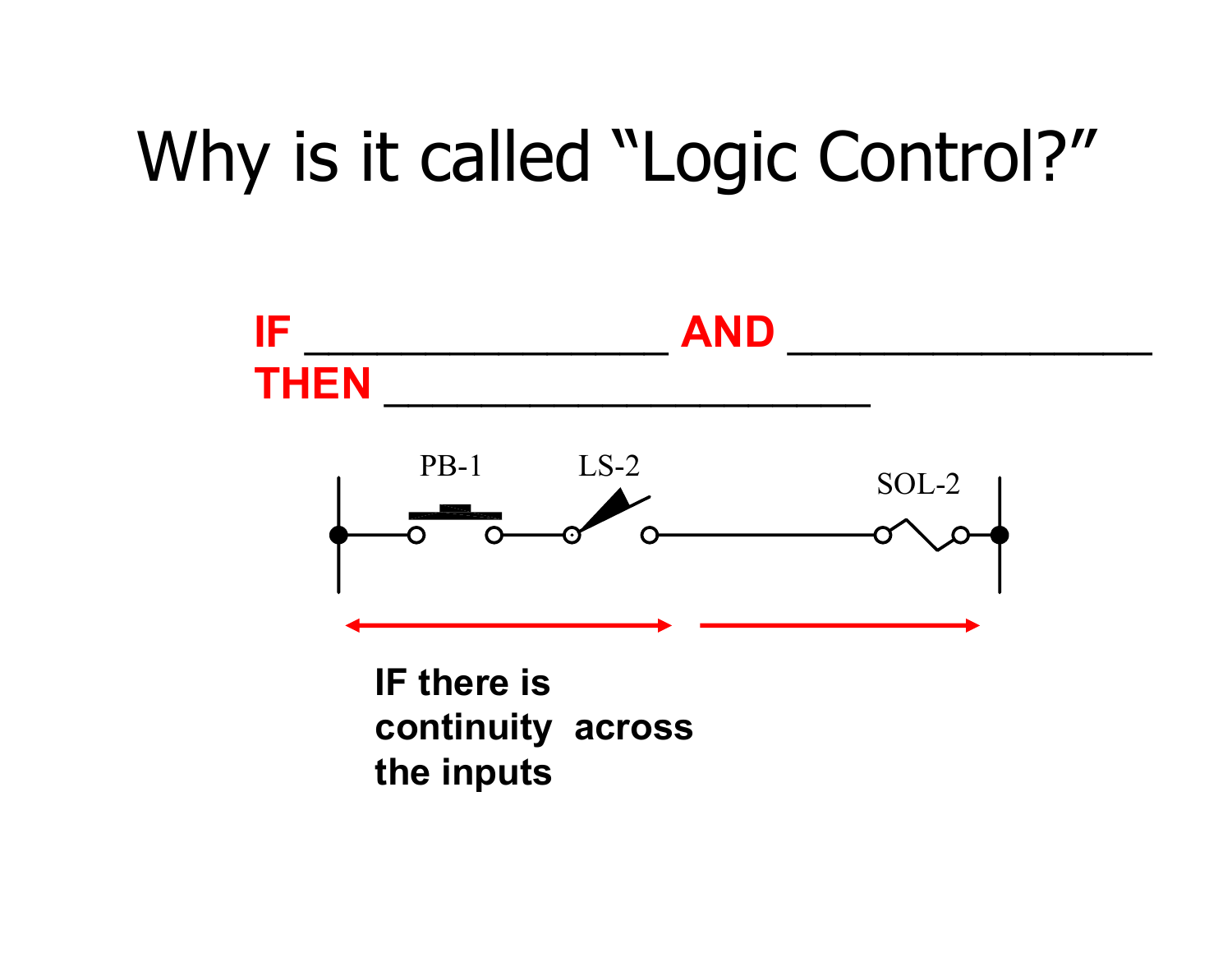# Why is it called "Logic Control?"

**IF** ________________ **AND** ________________
**THEN** ______________________

PB-1 LS-2 SOL-2

**IF there is continuity across the inputs**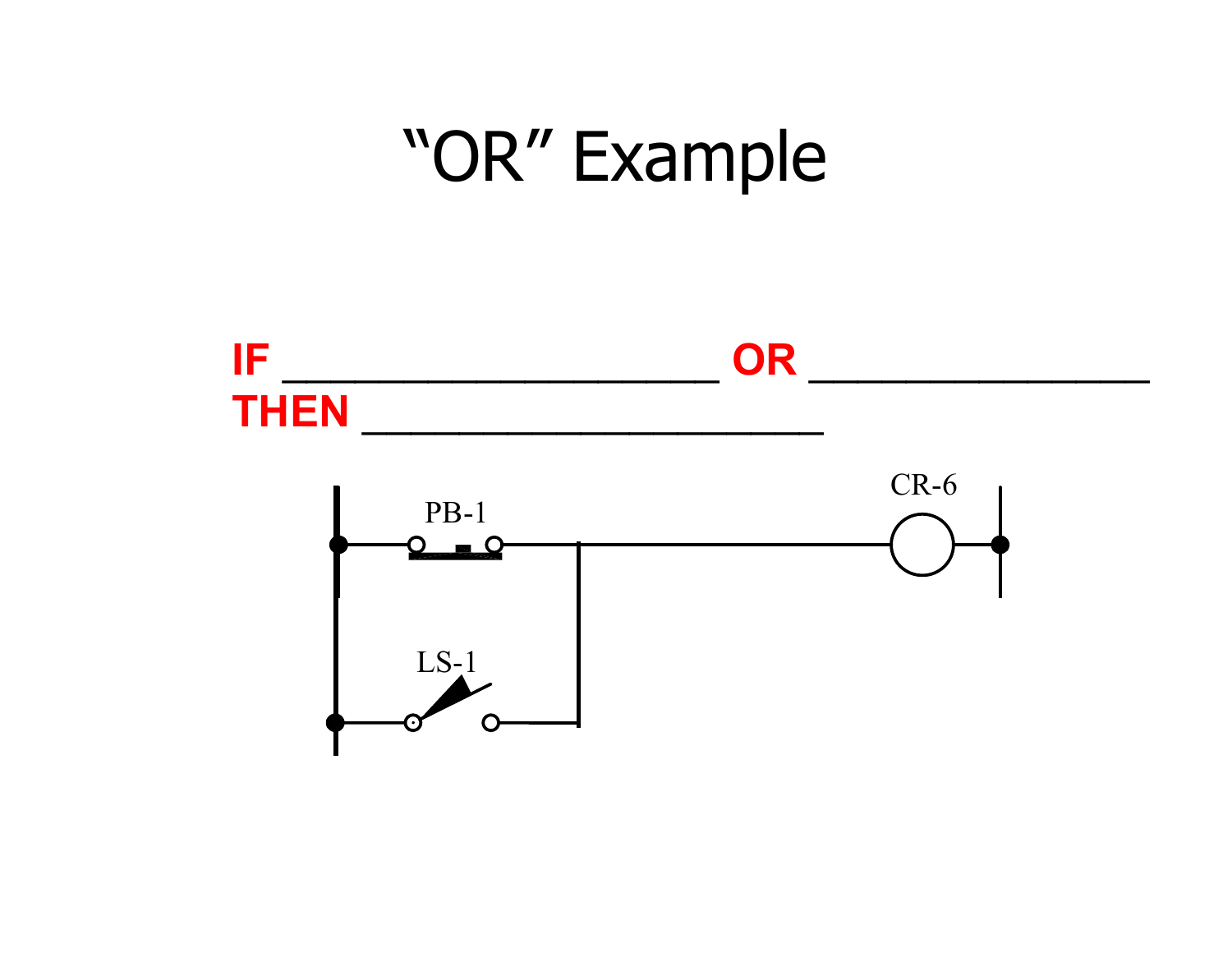# "OR" Example

**IF** ____________________ **OR** ________________
**THEN** ______________________

PB-1

CR-6

LS-1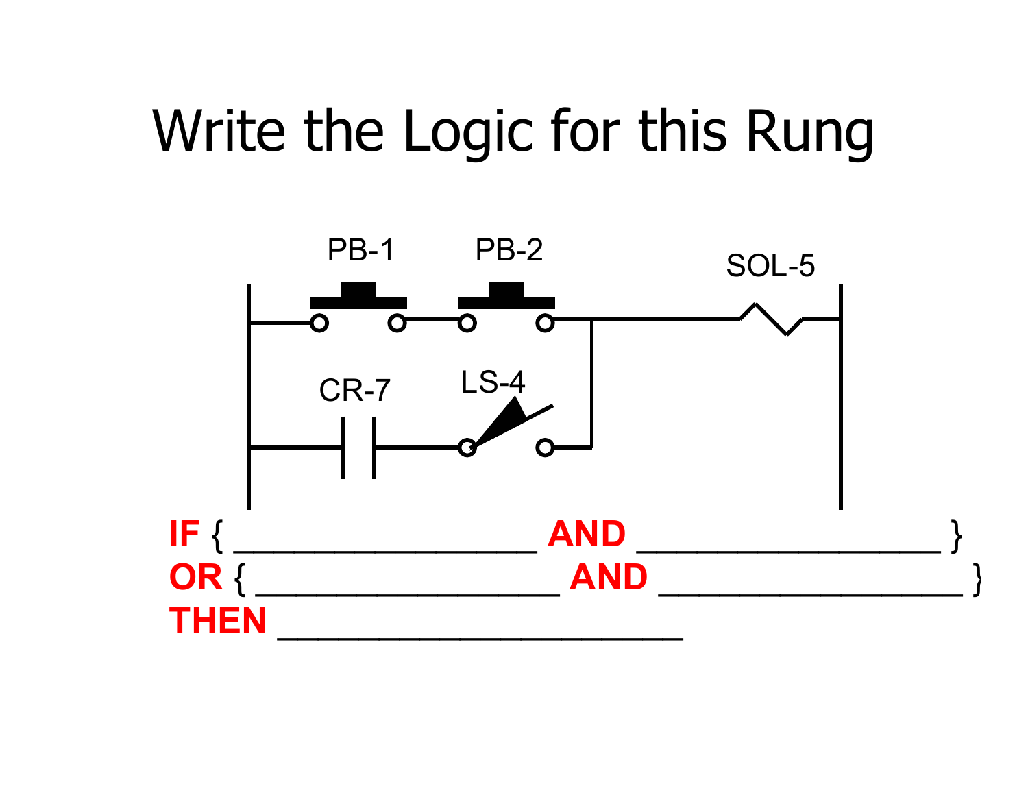# Write the Logic for this Rung

PB-1 PB-2 SOL-5

CR-7 LS-4

**IF** { __________________ **AND** __________________ }
**OR** { __________________ **AND** __________________ }
**THEN** ________________________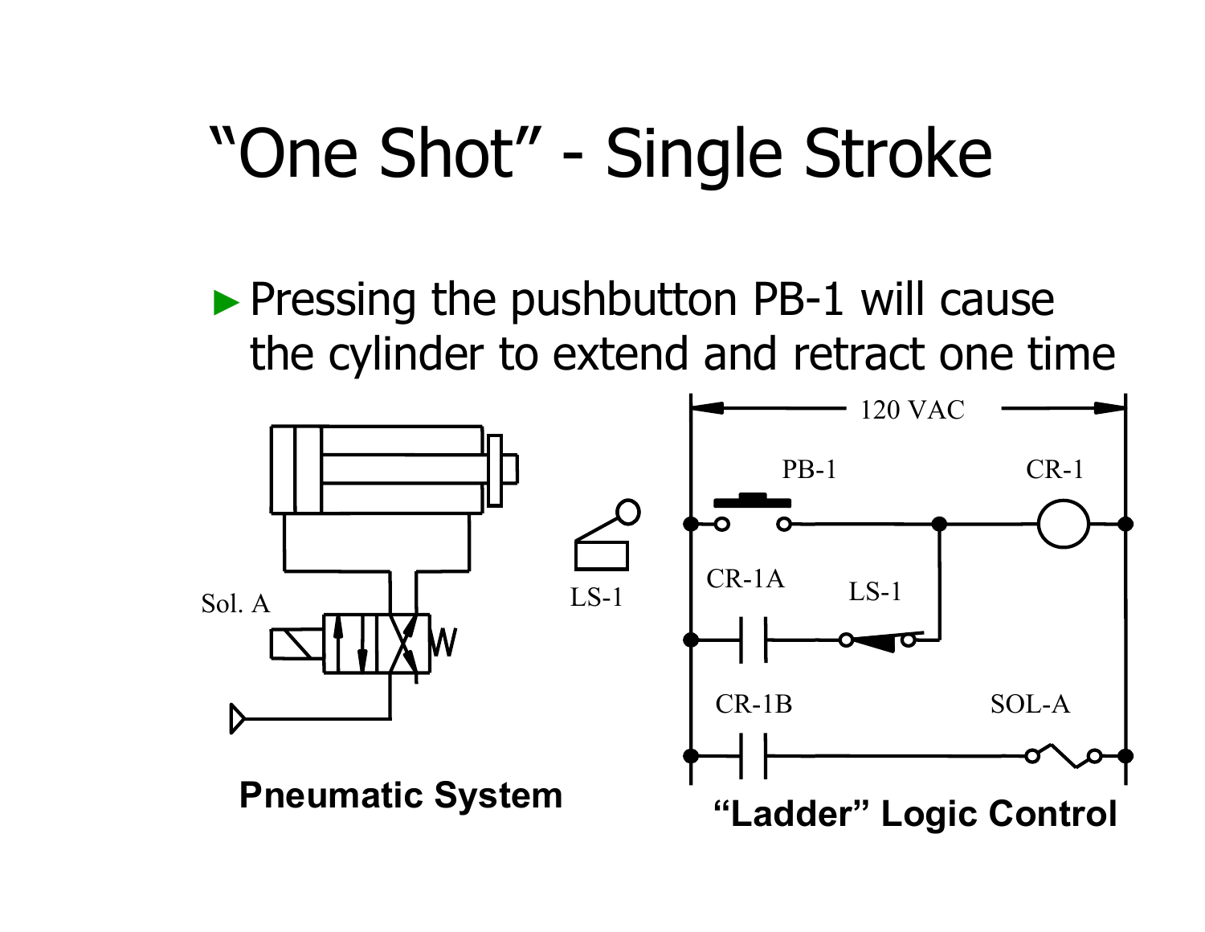# "One Shot" - Single Stroke

- Pressing the pushbutton PB-1 will cause the cylinder to extend and retract one time

Sol. A

LS-1

**Pneumatic System**

120 VAC

PB-1

CR-1

CR-1A

LS-1

CR-1B

SOL-A

**"Ladder" Logic Control**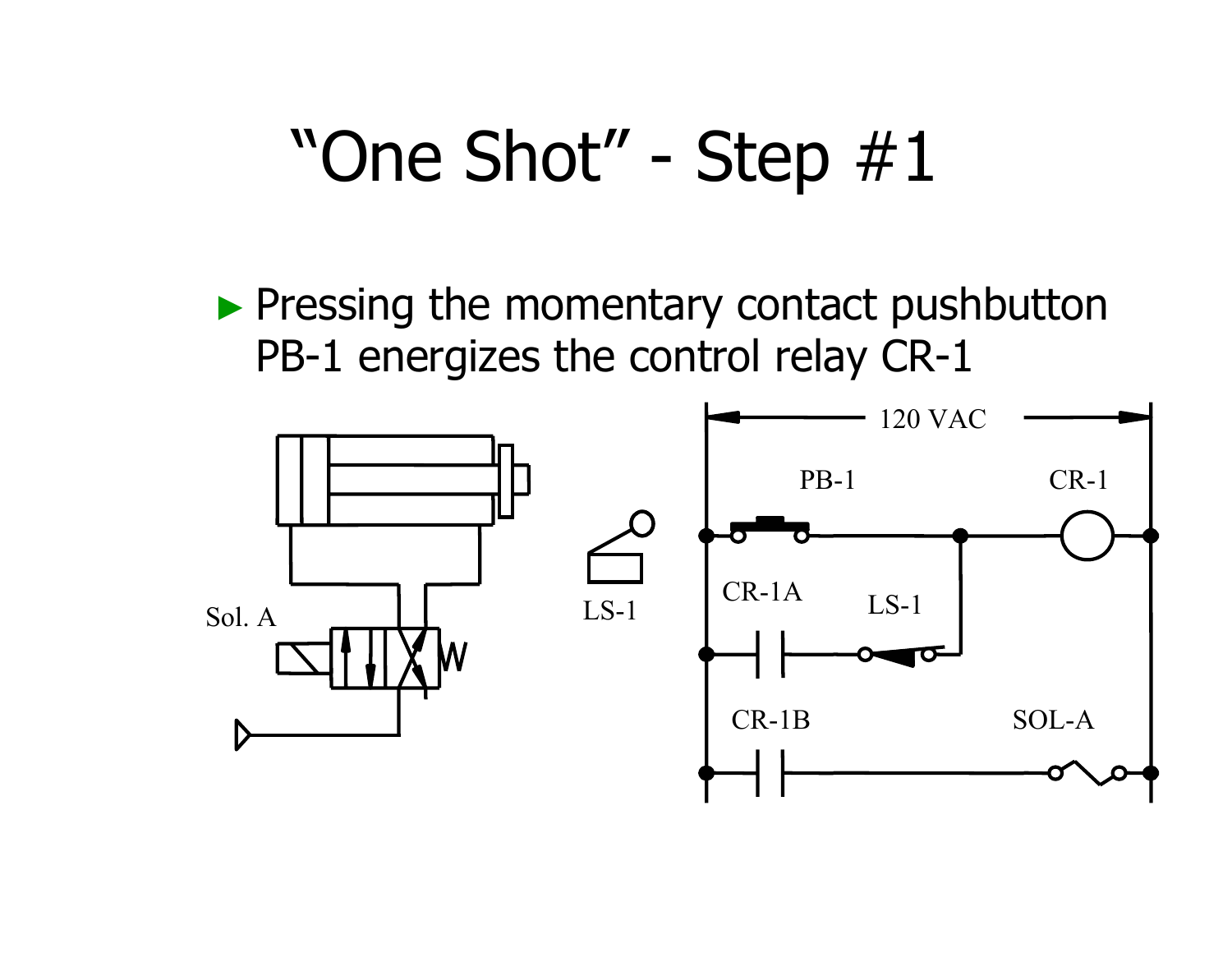# "One Shot" - Step #1

- Pressing the momentary contact pushbutton PB-1 energizes the control relay CR-1

Sol. A

LS-1

120 VAC

PB-1

CR-1

CR-1A

LS-1

CR-1B

SOL-A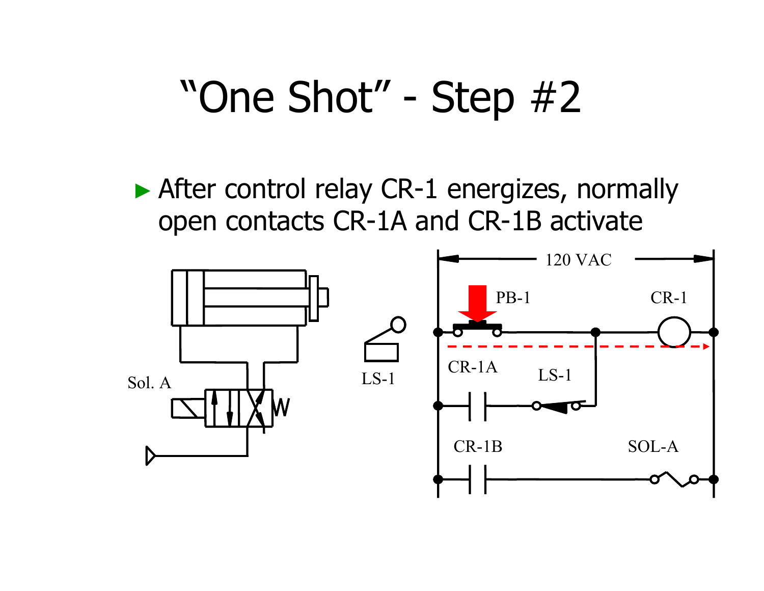# "One Shot" - Step #2

- After control relay CR-1 energizes, normally open contacts CR-1A and CR-1B activate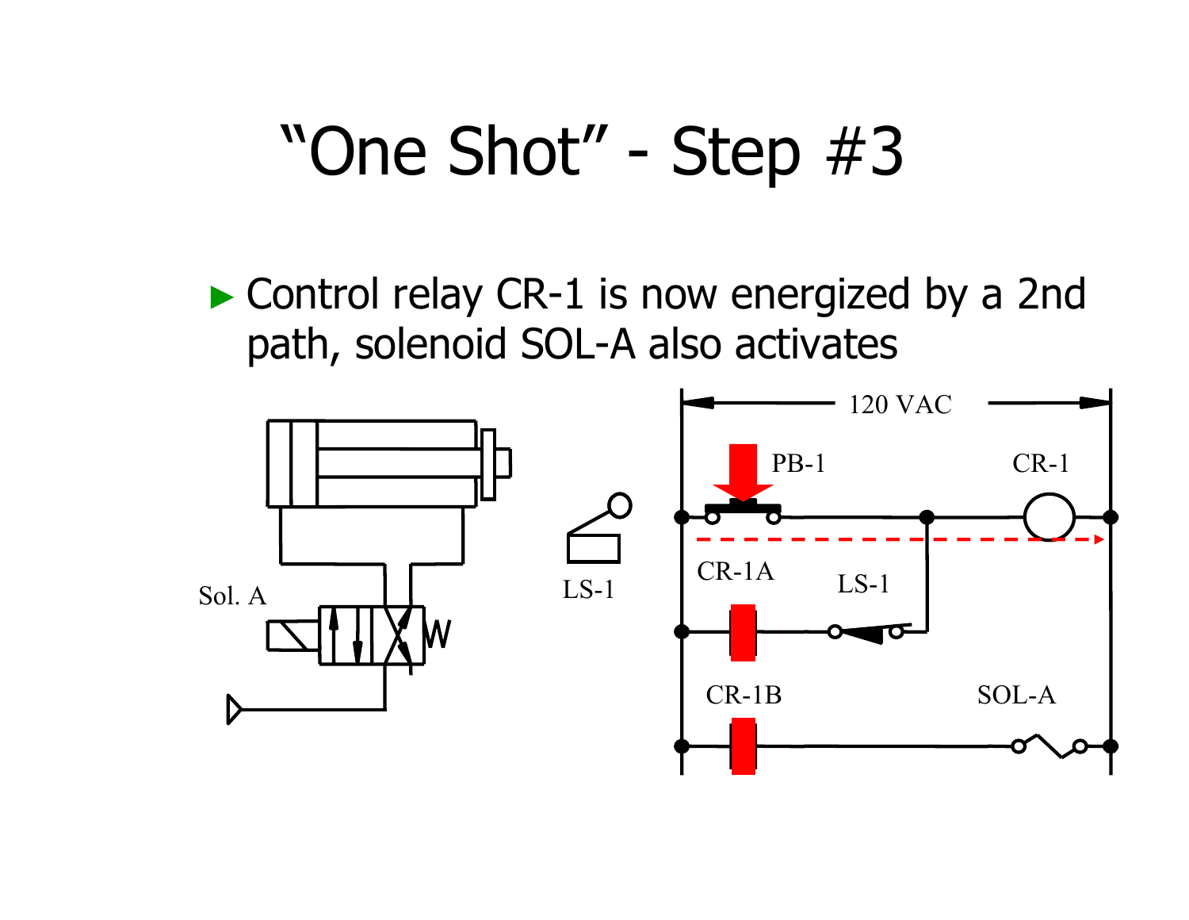# "One Shot" - Step #3

- Control relay CR-1 is now energized by a 2nd path, solenoid SOL-A also activates

Sol. A

LS-1

120 VAC

PB-1

CR-1

CR-1A

LS-1

CR-1B

SOL-A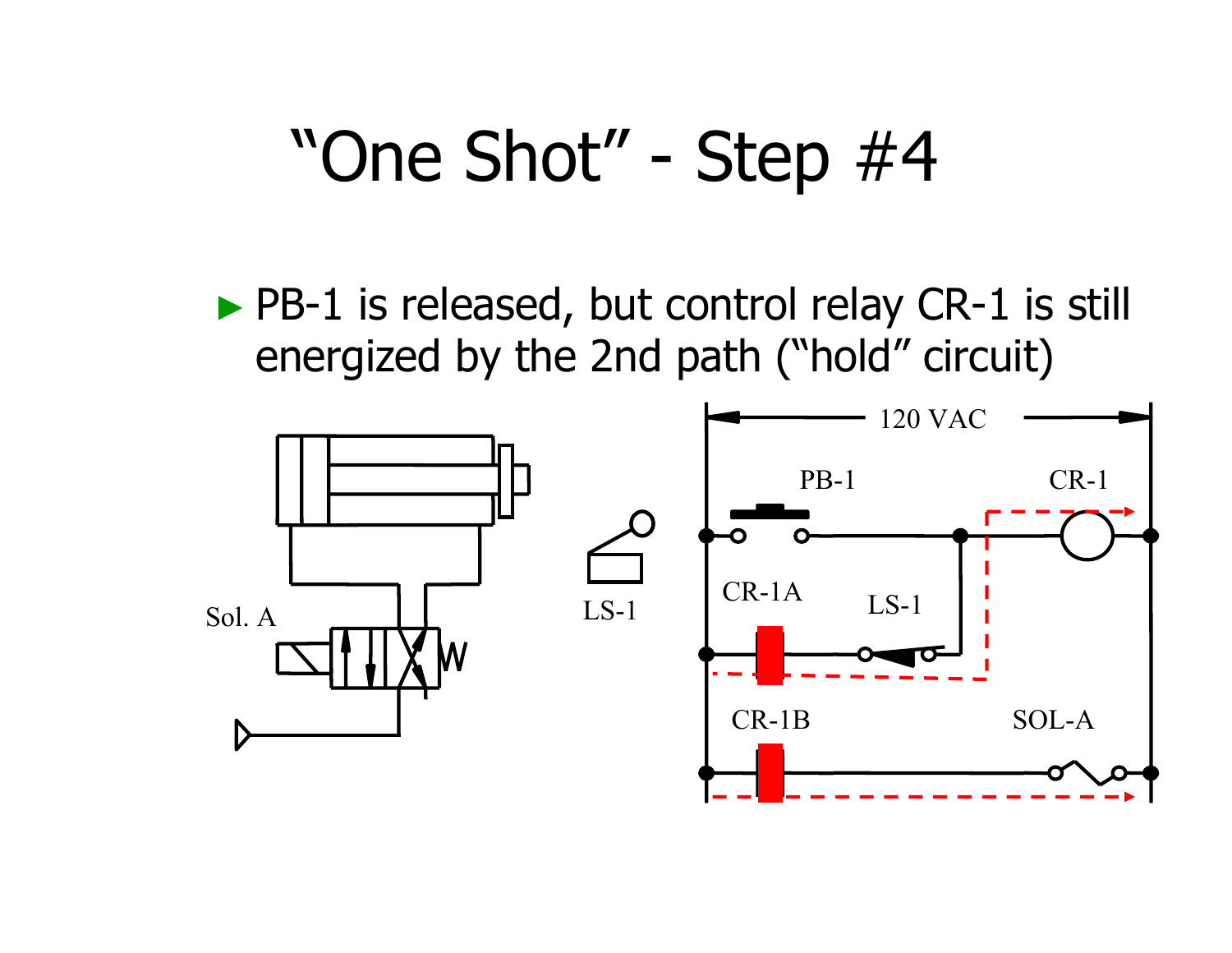# "One Shot" - Step #4

- PB-1 is released, but control relay CR-1 is still energized by the 2nd path ("hold" circuit)

Sol. A

LS-1

120 VAC

PB-1

CR-1

CR-1A

LS-1

CR-1B

SOL-A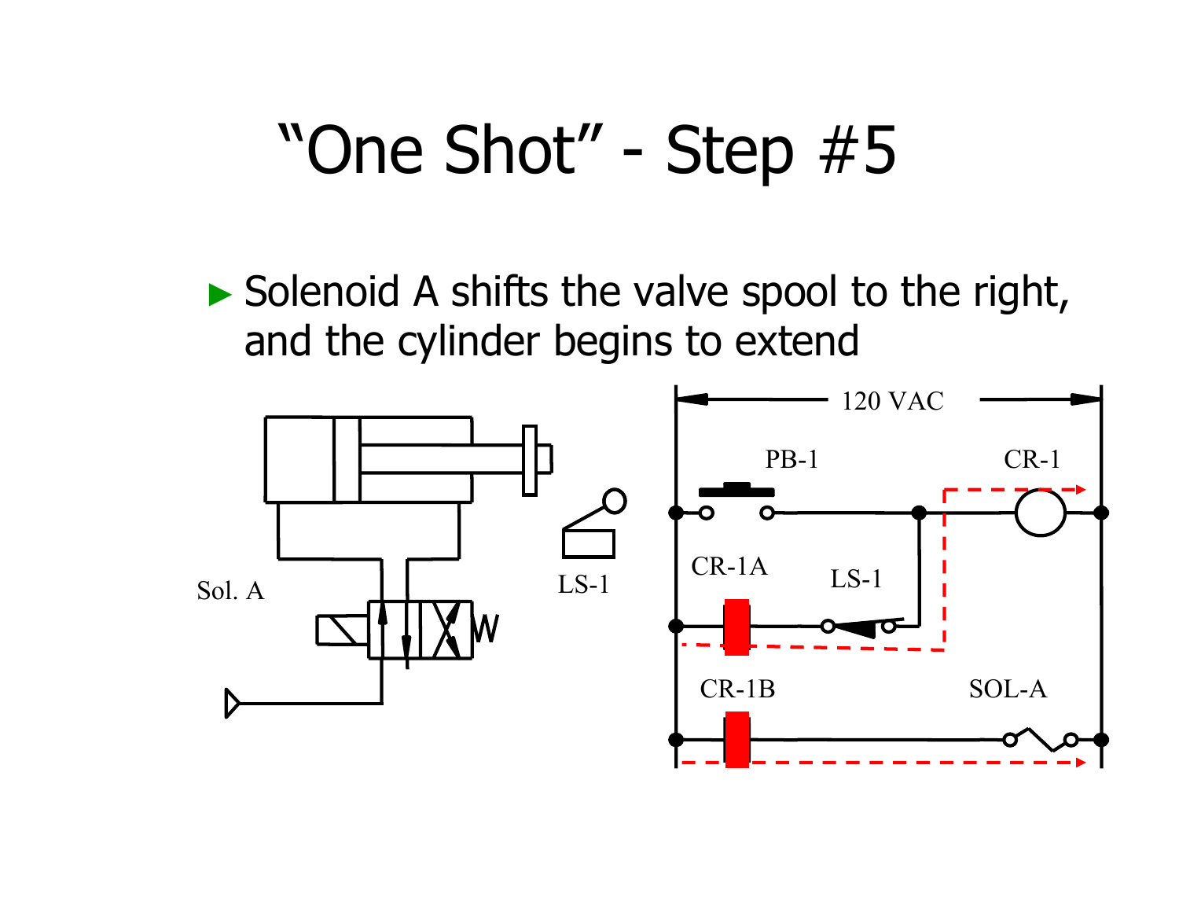# "One Shot" - Step #5

- Solenoid A shifts the valve spool to the right, and the cylinder begins to extend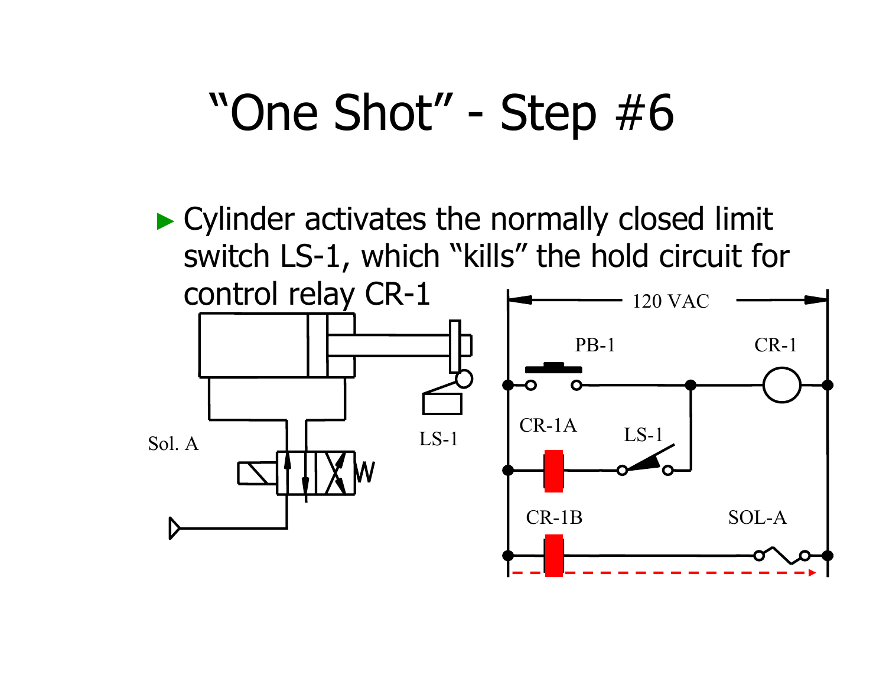# "One Shot" - Step #6

- Cylinder activates the normally closed limit switch LS-1, which "kills" the hold circuit for control relay CR-1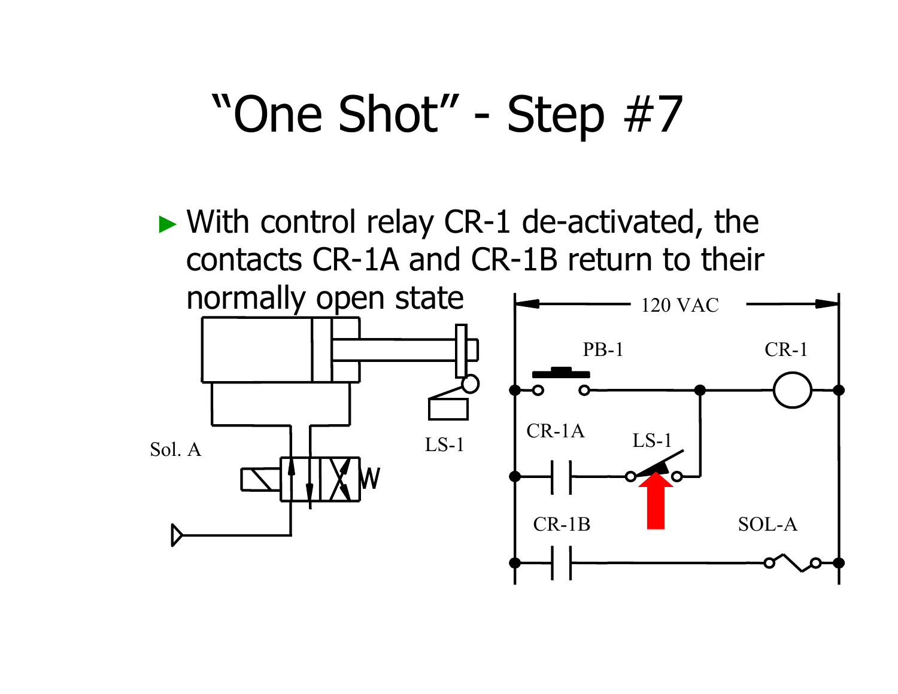# "One Shot" - Step #7

- With control relay CR-1 de-activated, the contacts CR-1A and CR-1B return to their normally open state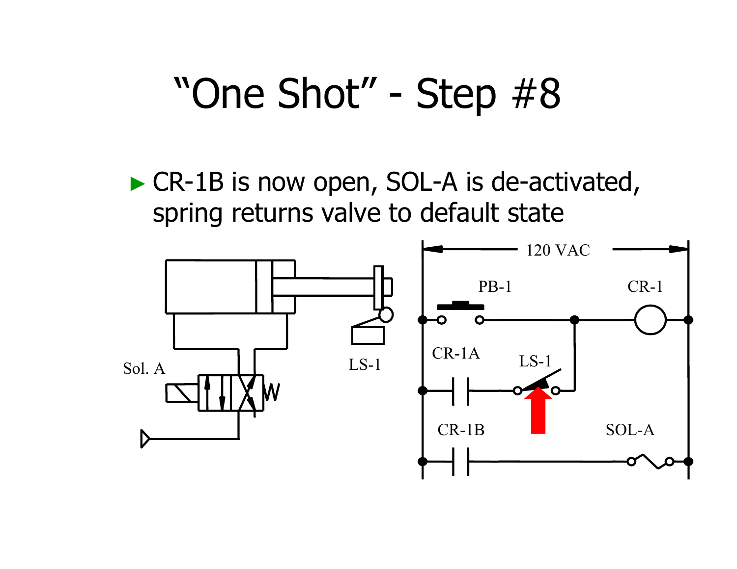# "One Shot" - Step #8

- CR-1B is now open, SOL-A is de-activated, spring returns valve to default state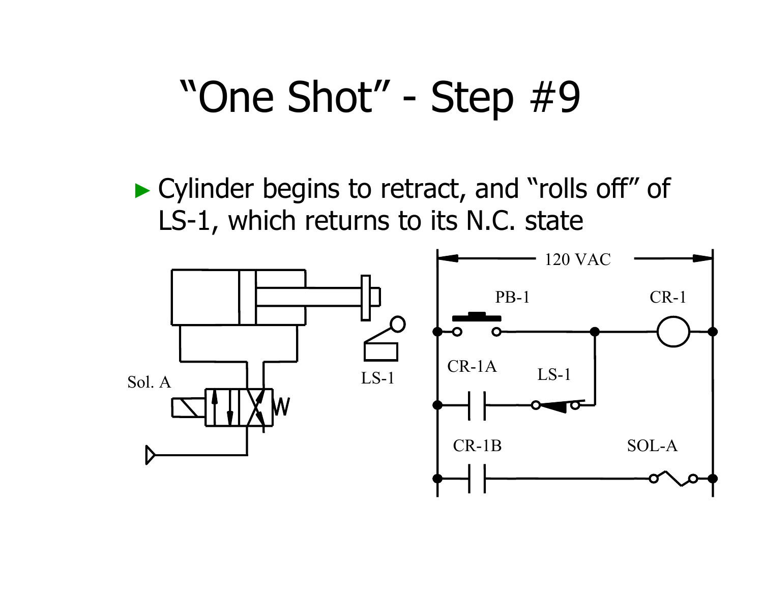# "One Shot" - Step #9

- Cylinder begins to retract, and "rolls off" of LS-1, which returns to its N.C. state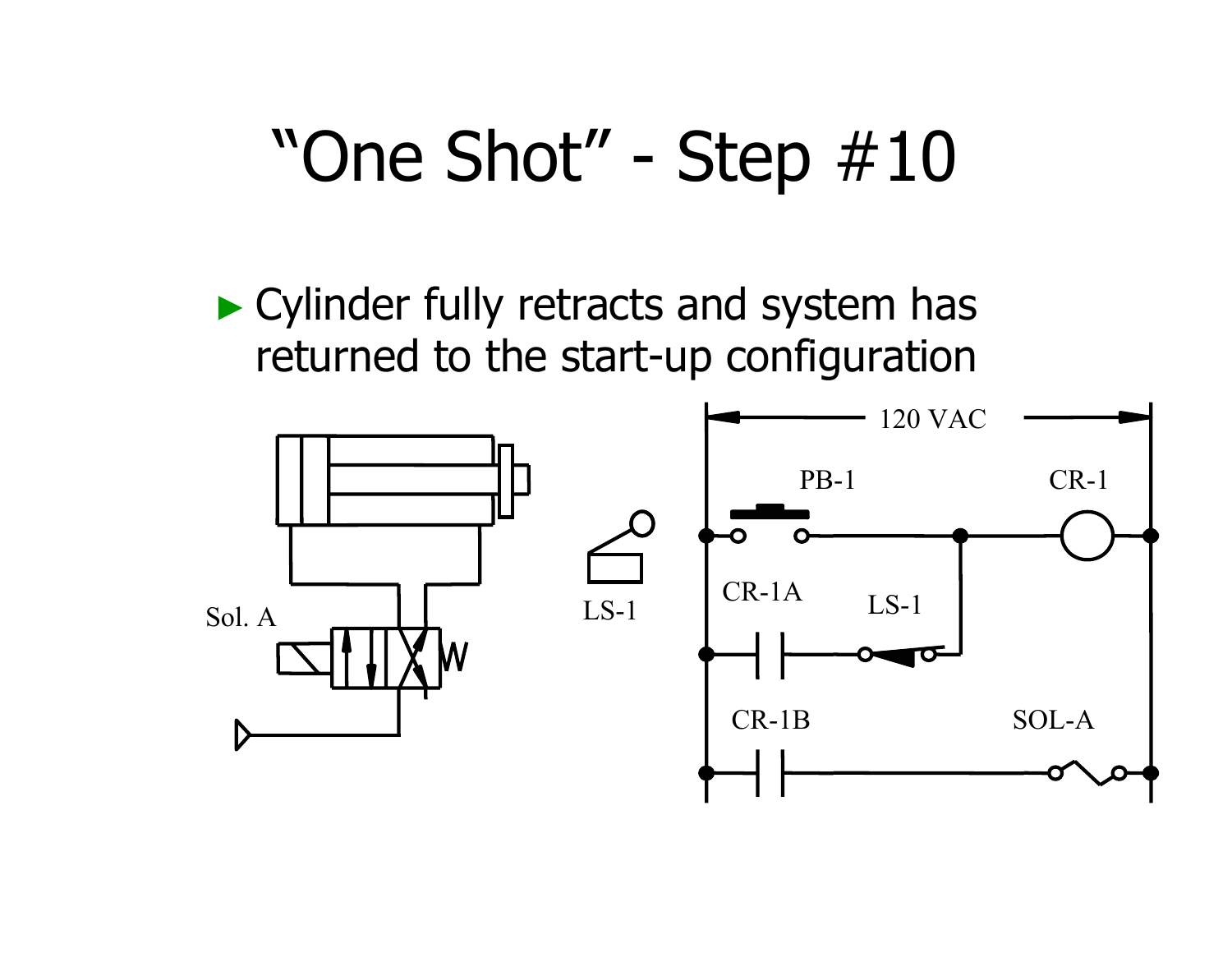# "One Shot" - Step #10

- Cylinder fully retracts and system has returned to the start-up configuration

Sol. A

LS-1

120 VAC

PB-1

CR-1

CR-1A

LS-1

CR-1B

SOL-A